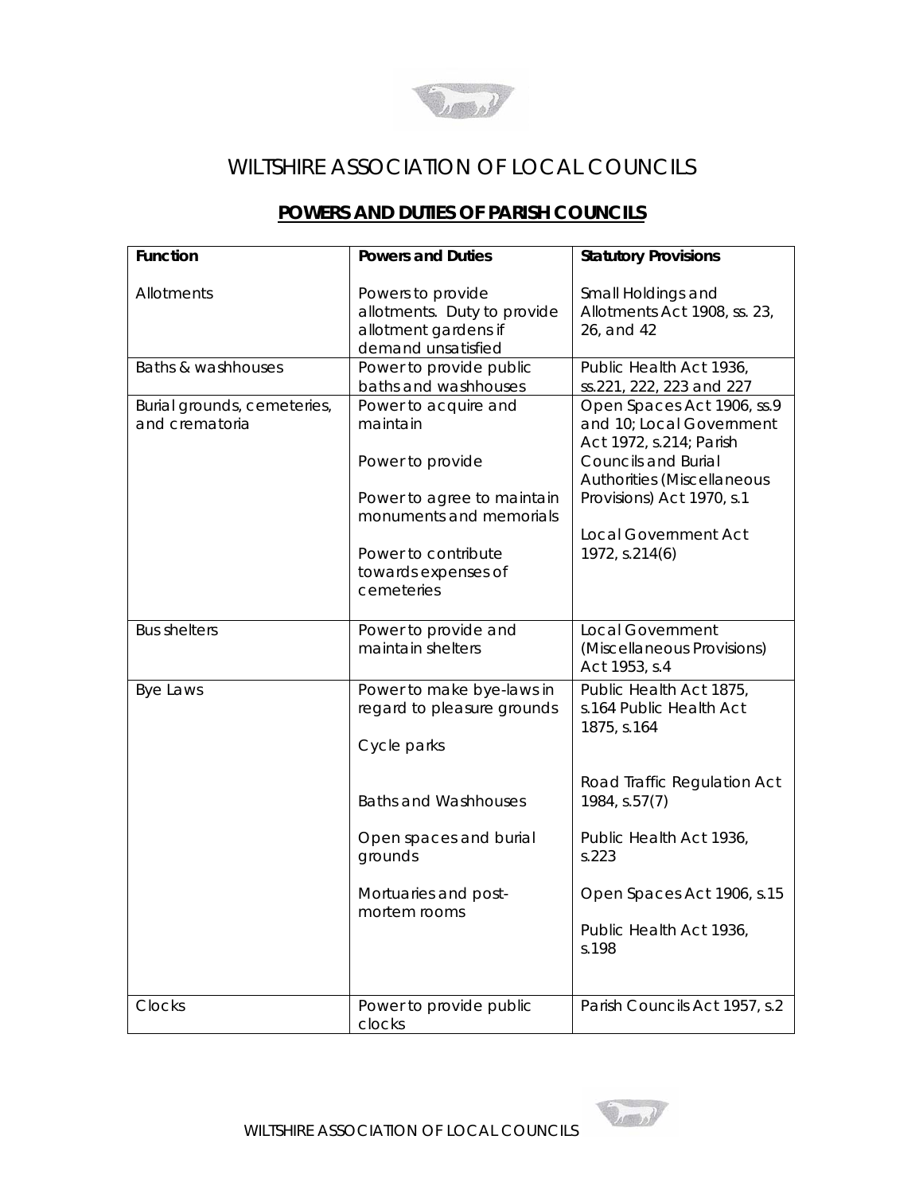# WILTSHIRE ASSOCIATION OF LOCAL COUNCILS

## POWERS AND DUTIES OF PARISH COUNCILS

| Function | Powers and Duties | Statutory Provisions |
|---|---|---|
| Allotments | Powers to provide allotments. Duty to provide allotment gardens if demand unsatisfied | Small Holdings and Allotments Act 1908, ss. 23, 26, and 42 |
| Baths & washhouses | Power to provide public baths and washhouses | Public Health Act 1936, ss.221, 222, 223 and 227 |
| Burial grounds, cemeteries, and crematoria | Power to acquire and maintain<br><br>Power to provide<br><br>Power to agree to maintain monuments and memorials<br><br>Power to contribute towards expenses of cemeteries | Open Spaces Act 1906, ss.9 and 10; Local Government Act 1972, s.214; Parish Councils and Burial Authorities (Miscellaneous Provisions) Act 1970, s.1<br><br>Local Government Act 1972, s.214(6) |
| Bus shelters | Power to provide and maintain shelters | Local Government (Miscellaneous Provisions) Act 1953, s.4 |
| Bye Laws | Power to make bye-laws in regard to pleasure grounds<br><br>Cycle parks<br><br>Baths and Washhouses<br><br>Open spaces and burial grounds<br><br>Mortuaries and post-mortem rooms | Public Health Act 1875, s.164 Public Health Act 1875, s.164<br><br>Road Traffic Regulation Act 1984, s.57(7)<br><br>Public Health Act 1936, s.223<br><br>Open Spaces Act 1906, s.15<br><br>Public Health Act 1936, s.198 |
| Clocks | Power to provide public clocks | Parish Councils Act 1957, s.2 |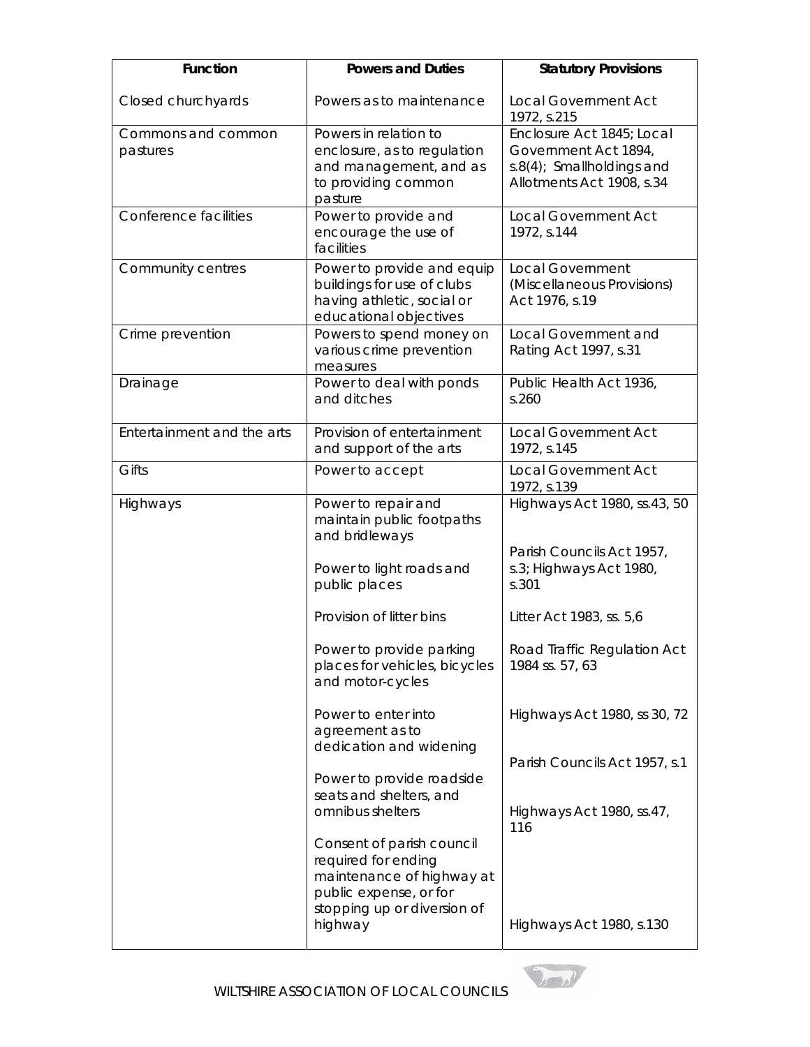| Function | Powers and Duties | Statutory Provisions |
|---|---|---|
| Closed churchyards | Powers as to maintenance | Local Government Act 1972, s.215 |
| Commons and common pastures | Powers in relation to enclosure, as to regulation and management, and as to providing common pasture | Enclosure Act 1845; Local Government Act 1894, s.8(4); Smallholdings and Allotments Act 1908, s.34 |
| Conference facilities | Power to provide and encourage the use of facilities | Local Government Act 1972, s.144 |
| Community centres | Power to provide and equip buildings for use of clubs having athletic, social or educational objectives | Local Government (Miscellaneous Provisions) Act 1976, s.19 |
| Crime prevention | Powers to spend money on various crime prevention measures | Local Government and Rating Act 1997, s.31 |
| Drainage | Power to deal with ponds and ditches | Public Health Act 1936, s.260 |
| Entertainment and the arts | Provision of entertainment and support of the arts | Local Government Act 1972, s.145 |
| Gifts | Power to accept | Local Government Act 1972, s.139 |
| Highways | Power to repair and maintain public footpaths and bridleways | Highways Act 1980, ss.43, 50 |
| | Power to light roads and public places | Parish Councils Act 1957, s.3; Highways Act 1980, s.301 |
| | Provision of litter bins | Litter Act 1983, ss. 5,6 |
| | Power to provide parking places for vehicles, bicycles and motor-cycles | Road Traffic Regulation Act 1984 ss. 57, 63 |
| | Power to enter into agreement as to dedication and widening | Highways Act 1980, ss 30, 72 |
| | Power to provide roadside seats and shelters, and omnibus shelters | Parish Councils Act 1957, s.1 |
| | | Highways Act 1980, ss.47, 116 |
| | Consent of parish council required for ending maintenance of highway at public expense, or for stopping up or diversion of highway | Highways Act 1980, s.130 |

WILTSHIRE ASSOCIATION OF LOCAL COUNCILS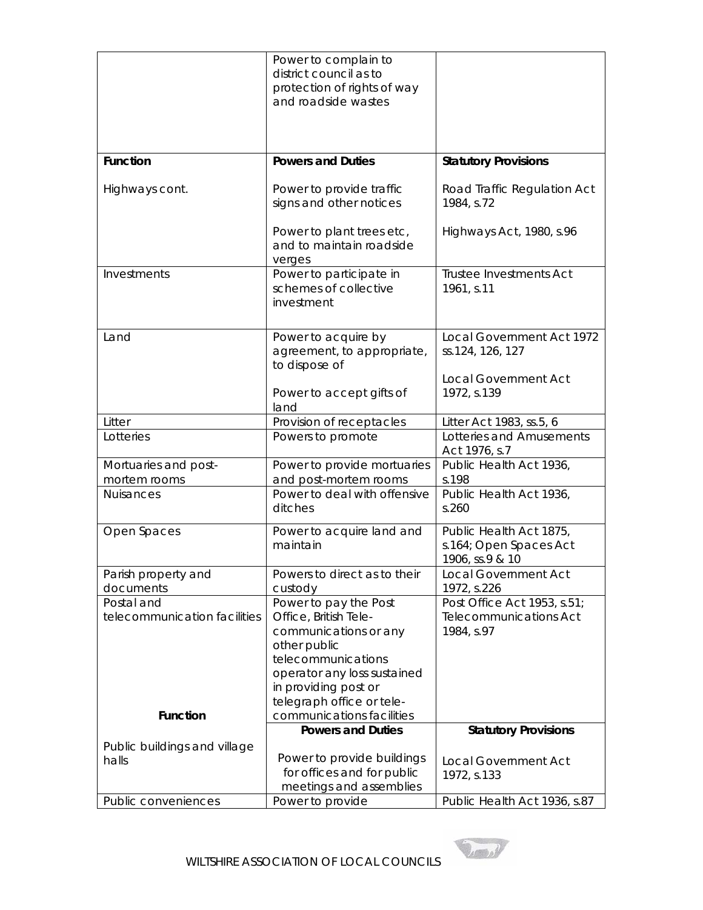| Function | Powers and Duties | Statutory Provisions |
|---|---|---|
| | Power to complain to district council as to protection of rights of way and roadside wastes | |
| **Function** | **Powers and Duties** | **Statutory Provisions** |
| Highways cont. | Power to provide traffic signs and other notices | Road Traffic Regulation Act 1984, s.72 |
| | Power to plant trees etc, and to maintain roadside verges | Highways Act, 1980, s.96 |
| Investments | Power to participate in schemes of collective investment | Trustee Investments Act 1961, s.11 |
| Land | Power to acquire by agreement, to appropriate, to dispose of | Local Government Act 1972 ss.124, 126, 127 |
| | Power to accept gifts of land | Local Government Act 1972, s.139 |
| Litter | Provision of receptacles | Litter Act 1983, ss.5, 6 |
| Lotteries | Powers to promote | Lotteries and Amusements Act 1976, s.7 |
| Mortuaries and post-mortem rooms | Power to provide mortuaries and post-mortem rooms | Public Health Act 1936, s.198 |
| Nuisances | Power to deal with offensive ditches | Public Health Act 1936, s.260 |
| Open Spaces | Power to acquire land and maintain | Public Health Act 1875, s.164; Open Spaces Act 1906, ss.9 & 10 |
| Parish property and documents | Powers to direct as to their custody | Local Government Act 1972, s.226 |
| Postal and telecommunication facilities | Power to pay the Post Office, British Tele-communications or any other public telecommunications operator any loss sustained in providing post or telegraph office or tele-communications facilities | Post Office Act 1953, s.51; Telecommunications Act 1984, s.97 |
| **Function** | **Powers and Duties** | **Statutory Provisions** |
| Public buildings and village halls | Power to provide buildings for offices and for public meetings and assemblies | Local Government Act 1972, s.133 |
| Public conveniences | Power to provide | Public Health Act 1936, s.87 |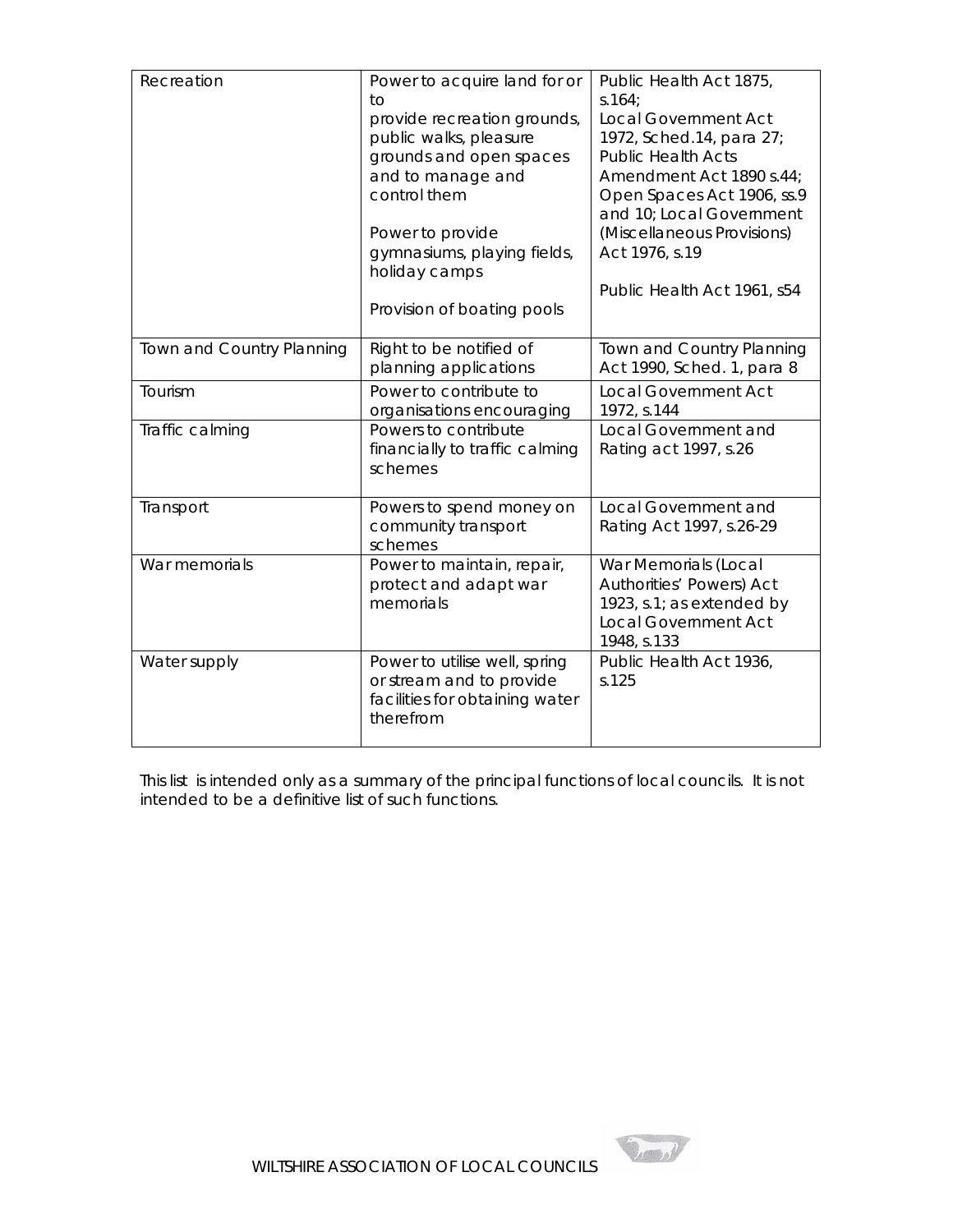| | | |
|---|---|---|
| Recreation | Power to acquire land for or to provide recreation grounds, public walks, pleasure grounds and open spaces and to manage and control them<br><br>Power to provide gymnasiums, playing fields, holiday camps<br><br>Provision of boating pools | Public Health Act 1875, s.164; Local Government Act 1972, Sched.14, para 27; Public Health Acts Amendment Act 1890 s.44; Open Spaces Act 1906, ss.9 and 10; Local Government (Miscellaneous Provisions) Act 1976, s.19<br><br>Public Health Act 1961, s54 |
| Town and Country Planning | Right to be notified of planning applications | Town and Country Planning Act 1990, Sched. 1, para 8 |
| Tourism | Power to contribute to organisations encouraging | Local Government Act 1972, s.144 |
| Traffic calming | Powers to contribute financially to traffic calming schemes | Local Government and Rating act 1997, s.26 |
| Transport | Powers to spend money on community transport schemes | Local Government and Rating Act 1997, s.26-29 |
| War memorials | Power to maintain, repair, protect and adapt war memorials | War Memorials (Local Authorities' Powers) Act 1923, s.1; as extended by Local Government Act 1948, s.133 |
| Water supply | Power to utilise well, spring or stream and to provide facilities for obtaining water therefrom | Public Health Act 1936, s.125 |

This list is intended only as a summary of the principal functions of local councils. It is not intended to be a definitive list of such functions.